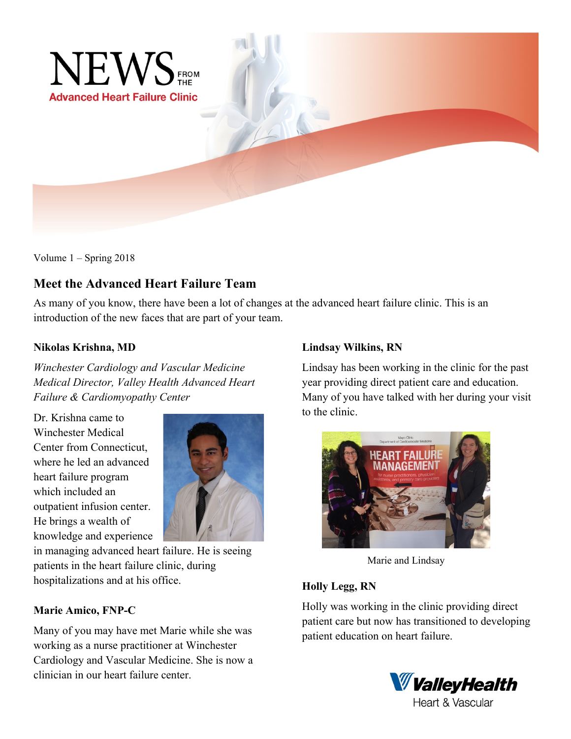# NEWS FROM THE Advanced Heart Failure Clinic

Volume 1 – Spring 2018

## Meet the Advanced Heart Failure Team

As many of you know, there have been a lot of changes at the advanced heart failure clinic. This is an introduction of the new faces that are part of your team.

### Nikolas Krishna, MD

*Winchester Cardiology and Vascular Medicine*
*Medical Director, Valley Health Advanced Heart Failure & Cardiomyopathy Center*

Dr. Krishna came to Winchester Medical Center from Connecticut, where he led an advanced heart failure program which included an outpatient infusion center. He brings a wealth of knowledge and experience in managing advanced heart failure. He is seeing patients in the heart failure clinic, during hospitalizations and at his office.

### Marie Amico, FNP-C

Many of you may have met Marie while she was working as a nurse practitioner at Winchester Cardiology and Vascular Medicine. She is now a clinician in our heart failure center.

### Lindsay Wilkins, RN

Lindsay has been working in the clinic for the past year providing direct patient care and education. Many of you have talked with her during your visit to the clinic.

Marie and Lindsay

### Holly Legg, RN

Holly was working in the clinic providing direct patient care but now has transitioned to developing patient education on heart failure.

ValleyHealth Heart & Vascular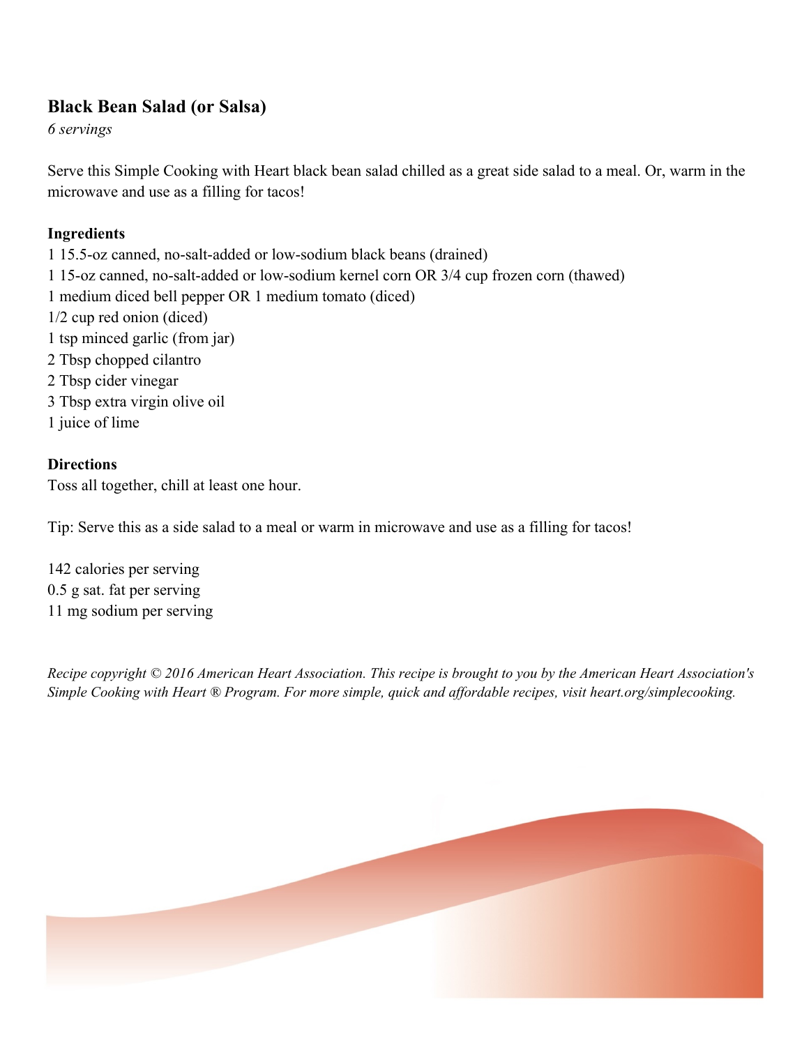## Black Bean Salad (or Salsa)

*6 servings*

Serve this Simple Cooking with Heart black bean salad chilled as a great side salad to a meal. Or, warm in the microwave and use as a filling for tacos!

**Ingredients**

1 15.5-oz canned, no-salt-added or low-sodium black beans (drained)
1 15-oz canned, no-salt-added or low-sodium kernel corn OR 3/4 cup frozen corn (thawed)
1 medium diced bell pepper OR 1 medium tomato (diced)
1/2 cup red onion (diced)
1 tsp minced garlic (from jar)
2 Tbsp chopped cilantro
2 Tbsp cider vinegar
3 Tbsp extra virgin olive oil
1 juice of lime

**Directions**

Toss all together, chill at least one hour.

Tip: Serve this as a side salad to a meal or warm in microwave and use as a filling for tacos!

142 calories per serving
0.5 g sat. fat per serving
11 mg sodium per serving

*Recipe copyright © 2016 American Heart Association. This recipe is brought to you by the American Heart Association's Simple Cooking with Heart ® Program. For more simple, quick and affordable recipes, visit heart.org/simplecooking.*